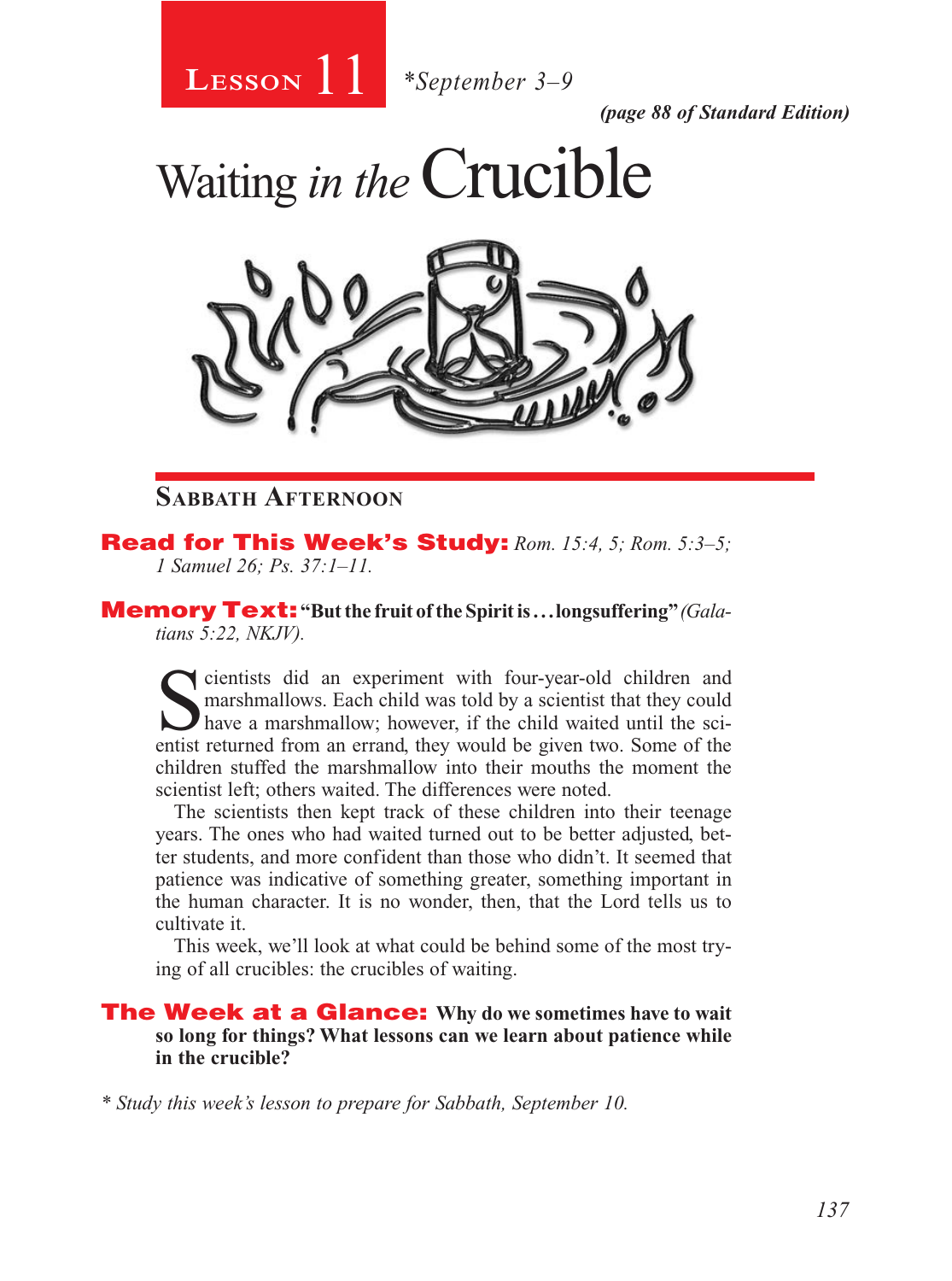**Lesson 11** *September 3–9

*(page 88 of Standard Edition)*

# Waiting *in the* Crucible

## Sabbath Afternoon

**Read for This Week's Study:** *Rom. 15:4, 5; Rom. 5:3–5; 1 Samuel 26; Ps. 37:1–11.*

**Memory Text:** **"But the fruit of the Spirit is . . . longsuffering"** *(Galatians 5:22, NKJV).*

Scientists did an experiment with four-year-old children and marshmallows. Each child was told by a scientist that they could have a marshmallow; however, if the child waited until the scientist returned from an errand, they would be given two. Some of the children stuffed the marshmallow into their mouths the moment the scientist left; others waited. The differences were noted.

The scientists then kept track of these children into their teenage years. The ones who had waited turned out to be better adjusted, better students, and more confident than those who didn't. It seemed that patience was indicative of something greater, something important in the human character. It is no wonder, then, that the Lord tells us to cultivate it.

This week, we'll look at what could be behind some of the most trying of all crucibles: the crucibles of waiting.

**The Week at a Glance:** **Why do we sometimes have to wait so long for things? What lessons can we learn about patience while in the crucible?**

*\* Study this week's lesson to prepare for Sabbath, September 10.*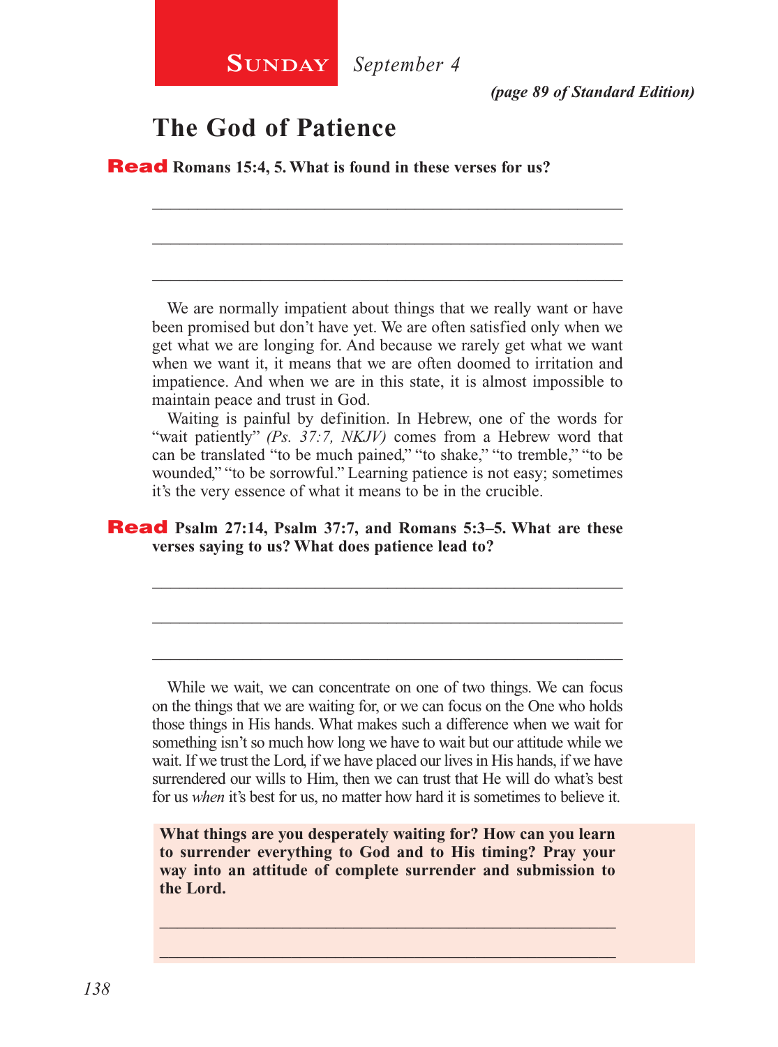**SUNDAY** *September 4*

***(page 89 of Standard Edition)***

## The God of Patience

**Read Romans 15:4, 5. What is found in these verses for us?**

_______________________________________________________________

_______________________________________________________________

_______________________________________________________________

We are normally impatient about things that we really want or have been promised but don't have yet. We are often satisfied only when we get what we are longing for. And because we rarely get what we want when we want it, it means that we are often doomed to irritation and impatience. And when we are in this state, it is almost impossible to maintain peace and trust in God.

Waiting is painful by definition. In Hebrew, one of the words for "wait patiently" *(Ps. 37:7, NKJV)* comes from a Hebrew word that can be translated "to be much pained," "to shake," "to tremble," "to be wounded," "to be sorrowful." Learning patience is not easy; sometimes it's the very essence of what it means to be in the crucible.

**Read Psalm 27:14, Psalm 37:7, and Romans 5:3–5. What are these verses saying to us? What does patience lead to?**

_______________________________________________________________

_______________________________________________________________

_______________________________________________________________

While we wait, we can concentrate on one of two things. We can focus on the things that we are waiting for, or we can focus on the One who holds those things in His hands. What makes such a difference when we wait for something isn't so much how long we have to wait but our attitude while we wait. If we trust the Lord, if we have placed our lives in His hands, if we have surrendered our wills to Him, then we can trust that He will do what's best for us *when* it's best for us, no matter how hard it is sometimes to believe it.

**What things are you desperately waiting for? How can you learn to surrender everything to God and to His timing? Pray your way into an attitude of complete surrender and submission to the Lord.**

_______________________________________________________________

_______________________________________________________________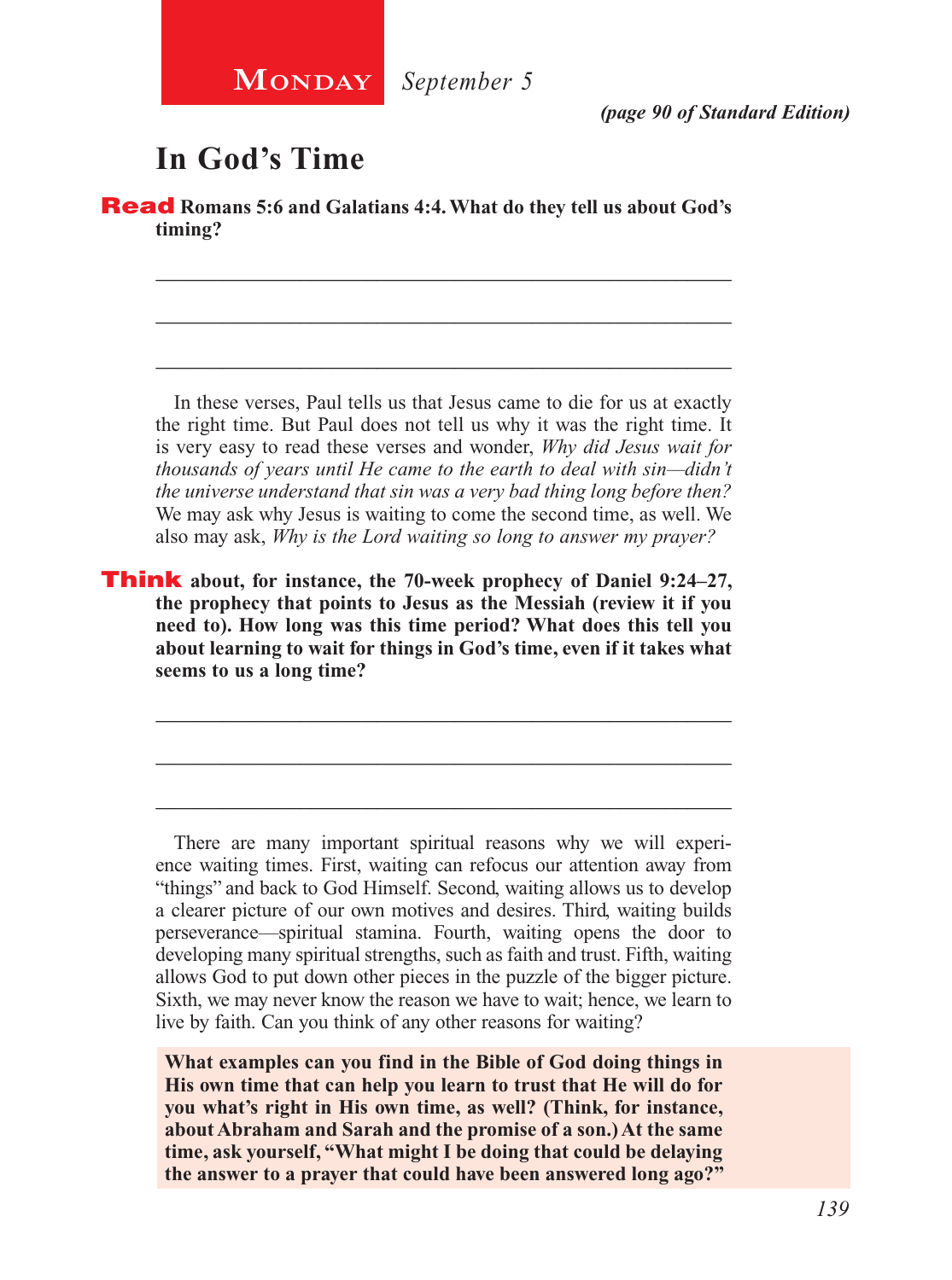**Monday** *September 5*

*(page 90 of Standard Edition)*

# In God's Time

**Read Romans 5:6 and Galatians 4:4. What do they tell us about God's timing?**

_______________________________________________

_______________________________________________

_______________________________________________

In these verses, Paul tells us that Jesus came to die for us at exactly the right time. But Paul does not tell us why it was the right time. It is very easy to read these verses and wonder, *Why did Jesus wait for thousands of years until He came to the earth to deal with sin—didn't the universe understand that sin was a very bad thing long before then?* We may ask why Jesus is waiting to come the second time, as well. We also may ask, *Why is the Lord waiting so long to answer my prayer?*

**Think about, for instance, the 70-week prophecy of Daniel 9:24–27, the prophecy that points to Jesus as the Messiah (review it if you need to). How long was this time period? What does this tell you about learning to wait for things in God's time, even if it takes what seems to us a long time?**

_______________________________________________

_______________________________________________

_______________________________________________

There are many important spiritual reasons why we will experience waiting times. First, waiting can refocus our attention away from "things" and back to God Himself. Second, waiting allows us to develop a clearer picture of our own motives and desires. Third, waiting builds perseverance—spiritual stamina. Fourth, waiting opens the door to developing many spiritual strengths, such as faith and trust. Fifth, waiting allows God to put down other pieces in the puzzle of the bigger picture. Sixth, we may never know the reason we have to wait; hence, we learn to live by faith. Can you think of any other reasons for waiting?

**What examples can you find in the Bible of God doing things in His own time that can help you learn to trust that He will do for you what's right in His own time, as well? (Think, for instance, about Abraham and Sarah and the promise of a son.) At the same time, ask yourself, "What might I be doing that could be delaying the answer to a prayer that could have been answered long ago?"**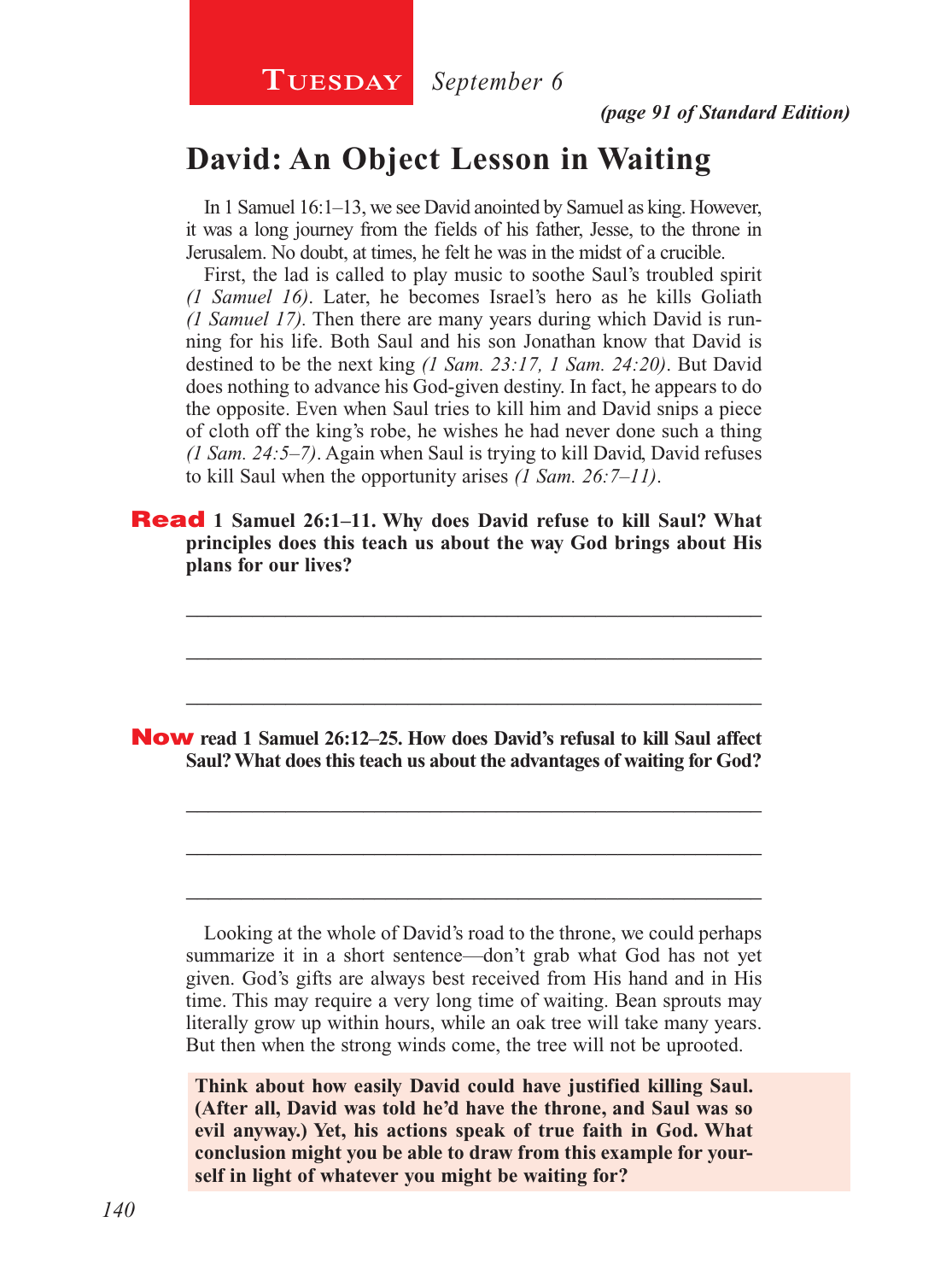**Tuesday** *September 6*

*(page 91 of Standard Edition)*

# David: An Object Lesson in Waiting

In 1 Samuel 16:1–13, we see David anointed by Samuel as king. However, it was a long journey from the fields of his father, Jesse, to the throne in Jerusalem. No doubt, at times, he felt he was in the midst of a crucible.

First, the lad is called to play music to soothe Saul's troubled spirit *(1 Samuel 16)*. Later, he becomes Israel's hero as he kills Goliath *(1 Samuel 17)*. Then there are many years during which David is running for his life. Both Saul and his son Jonathan know that David is destined to be the next king *(1 Sam. 23:17, 1 Sam. 24:20)*. But David does nothing to advance his God-given destiny. In fact, he appears to do the opposite. Even when Saul tries to kill him and David snips a piece of cloth off the king's robe, he wishes he had never done such a thing *(1 Sam. 24:5–7)*. Again when Saul is trying to kill David, David refuses to kill Saul when the opportunity arises *(1 Sam. 26:7–11)*.

**Read 1 Samuel 26:1–11. Why does David refuse to kill Saul? What principles does this teach us about the way God brings about His plans for our lives?**

_______________________________________________

_______________________________________________

_______________________________________________

**Now read 1 Samuel 26:12–25. How does David's refusal to kill Saul affect Saul? What does this teach us about the advantages of waiting for God?**

_______________________________________________

_______________________________________________

_______________________________________________

Looking at the whole of David's road to the throne, we could perhaps summarize it in a short sentence—don't grab what God has not yet given. God's gifts are always best received from His hand and in His time. This may require a very long time of waiting. Bean sprouts may literally grow up within hours, while an oak tree will take many years. But then when the strong winds come, the tree will not be uprooted.

**Think about how easily David could have justified killing Saul. (After all, David was told he'd have the throne, and Saul was so evil anyway.) Yet, his actions speak of true faith in God. What conclusion might you be able to draw from this example for yourself in light of whatever you might be waiting for?**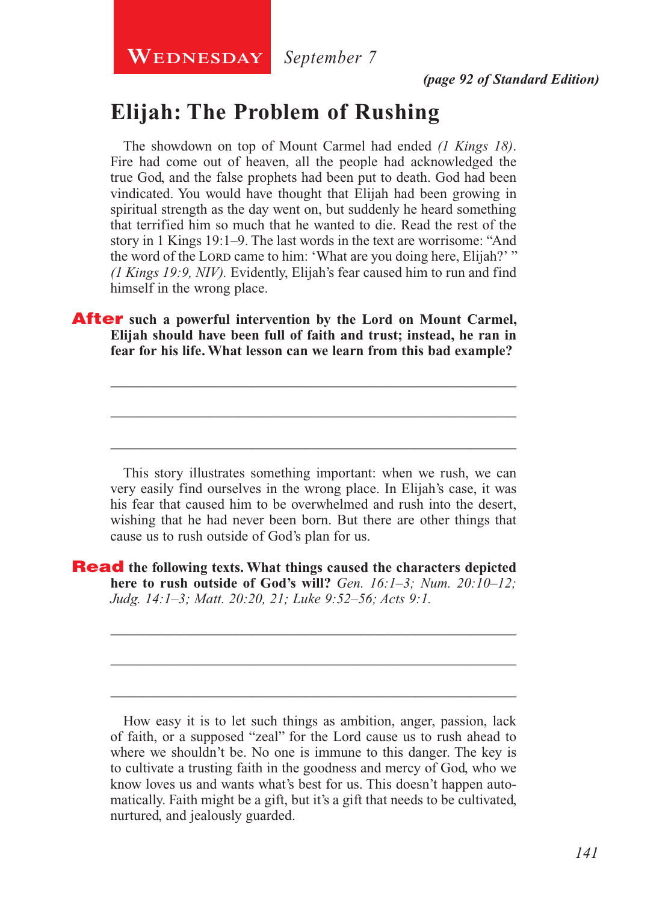**Wednesday** *September 7*

*(page 92 of Standard Edition)*

## Elijah: The Problem of Rushing

The showdown on top of Mount Carmel had ended *(1 Kings 18)*. Fire had come out of heaven, all the people had acknowledged the true God, and the false prophets had been put to death. God had been vindicated. You would have thought that Elijah had been growing in spiritual strength as the day went on, but suddenly he heard something that terrified him so much that he wanted to die. Read the rest of the story in 1 Kings 19:1–9. The last words in the text are worrisome: "And the word of the Lord came to him: 'What are you doing here, Elijah?' " *(1 Kings 19:9, NIV)*. Evidently, Elijah's fear caused him to run and find himself in the wrong place.

**After such a powerful intervention by the Lord on Mount Carmel, Elijah should have been full of faith and trust; instead, he ran in fear for his life. What lesson can we learn from this bad example?**

_______________________________________________

_______________________________________________

_______________________________________________

This story illustrates something important: when we rush, we can very easily find ourselves in the wrong place. In Elijah's case, it was his fear that caused him to be overwhelmed and rush into the desert, wishing that he had never been born. But there are other things that cause us to rush outside of God's plan for us.

**Read the following texts. What things caused the characters depicted here to rush outside of God's will?** *Gen. 16:1–3; Num. 20:10–12; Judg. 14:1–3; Matt. 20:20, 21; Luke 9:52–56; Acts 9:1.*

_______________________________________________

_______________________________________________

_______________________________________________

How easy it is to let such things as ambition, anger, passion, lack of faith, or a supposed "zeal" for the Lord cause us to rush ahead to where we shouldn't be. No one is immune to this danger. The key is to cultivate a trusting faith in the goodness and mercy of God, who we know loves us and wants what's best for us. This doesn't happen automatically. Faith might be a gift, but it's a gift that needs to be cultivated, nurtured, and jealously guarded.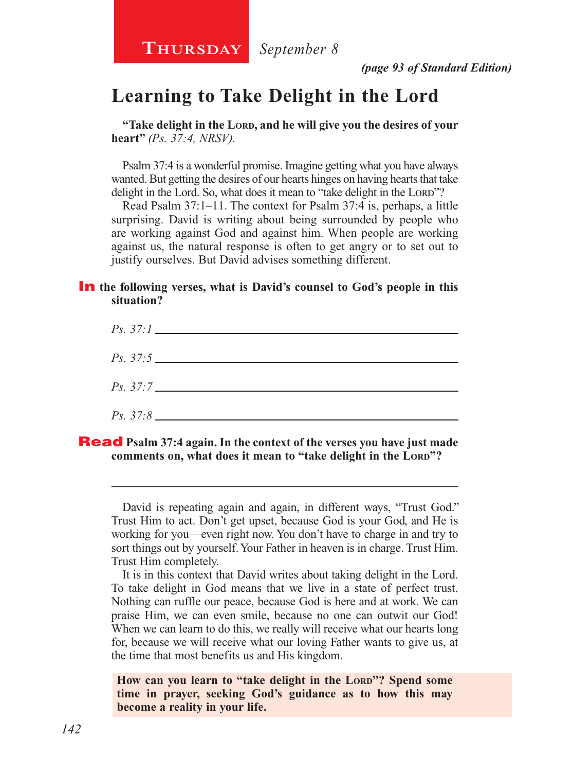**Thursday** *September 8*

*(page 93 of Standard Edition)*

# Learning to Take Delight in the Lord

**"Take delight in the Lord, and he will give you the desires of your heart"** *(Ps. 37:4, NRSV).*

Psalm 37:4 is a wonderful promise. Imagine getting what you have always wanted. But getting the desires of our hearts hinges on having hearts that take delight in the Lord. So, what does it mean to "take delight in the Lord"?

Read Psalm 37:1–11. The context for Psalm 37:4 is, perhaps, a little surprising. David is writing about being surrounded by people who are working against God and against him. When people are working against us, the natural response is often to get angry or to set out to justify ourselves. But David advises something different.

**In the following verses, what is David's counsel to God's people in this situation?**

*Ps. 37:1* ____________________________________________

*Ps. 37:5* ____________________________________________

*Ps. 37:7* ____________________________________________

*Ps. 37:8* ____________________________________________

**Read Psalm 37:4 again. In the context of the verses you have just made comments on, what does it mean to "take delight in the Lord"?**

____________________________________________

David is repeating again and again, in different ways, "Trust God." Trust Him to act. Don't get upset, because God is your God, and He is working for you—even right now. You don't have to charge in and try to sort things out by yourself. Your Father in heaven is in charge. Trust Him. Trust Him completely.

It is in this context that David writes about taking delight in the Lord. To take delight in God means that we live in a state of perfect trust. Nothing can ruffle our peace, because God is here and at work. We can praise Him, we can even smile, because no one can outwit our God! When we can learn to do this, we really will receive what our hearts long for, because we will receive what our loving Father wants to give us, at the time that most benefits us and His kingdom.

**How can you learn to "take delight in the Lord"? Spend some time in prayer, seeking God's guidance as to how this may become a reality in your life.**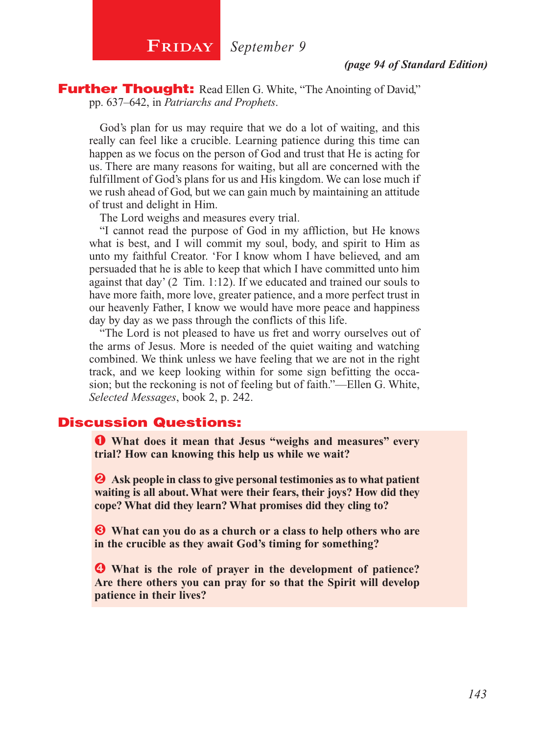## FRIDAY *September 9*

***(page 94 of Standard Edition)***

**Further Thought:** Read Ellen G. White, "The Anointing of David," pp. 637–642, in *Patriarchs and Prophets*.

God's plan for us may require that we do a lot of waiting, and this really can feel like a crucible. Learning patience during this time can happen as we focus on the person of God and trust that He is acting for us. There are many reasons for waiting, but all are concerned with the fulfillment of God's plans for us and His kingdom. We can lose much if we rush ahead of God, but we can gain much by maintaining an attitude of trust and delight in Him.

The Lord weighs and measures every trial.

"I cannot read the purpose of God in my affliction, but He knows what is best, and I will commit my soul, body, and spirit to Him as unto my faithful Creator. 'For I know whom I have believed, and am persuaded that he is able to keep that which I have committed unto him against that day' (2 Tim. 1:12). If we educated and trained our souls to have more faith, more love, greater patience, and a more perfect trust in our heavenly Father, I know we would have more peace and happiness day by day as we pass through the conflicts of this life.

"The Lord is not pleased to have us fret and worry ourselves out of the arms of Jesus. More is needed of the quiet waiting and watching combined. We think unless we have feeling that we are not in the right track, and we keep looking within for some sign befitting the occasion; but the reckoning is not of feeling but of faith."—Ellen G. White, *Selected Messages*, book 2, p. 242.

## Discussion Questions:

1. **What does it mean that Jesus "weighs and measures" every trial? How can knowing this help us while we wait?**

2. **Ask people in class to give personal testimonies as to what patient waiting is all about. What were their fears, their joys? How did they cope? What did they learn? What promises did they cling to?**

3. **What can you do as a church or a class to help others who are in the crucible as they await God's timing for something?**

4. **What is the role of prayer in the development of patience? Are there others you can pray for so that the Spirit will develop patience in their lives?**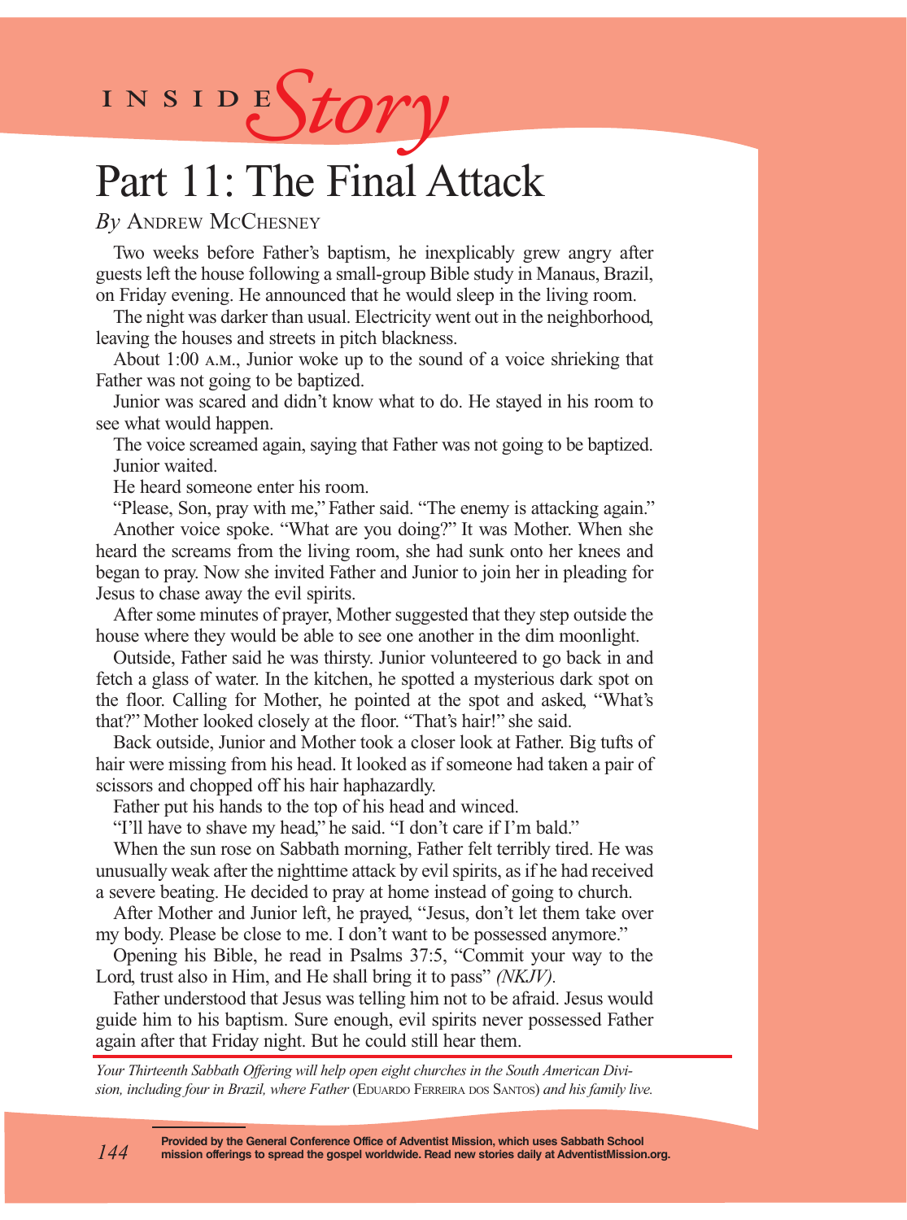INSIDE *Story*

# Part 11: The Final Attack

*By* Andrew McChesney

Two weeks before Father's baptism, he inexplicably grew angry after guests left the house following a small-group Bible study in Manaus, Brazil, on Friday evening. He announced that he would sleep in the living room.

The night was darker than usual. Electricity went out in the neighborhood, leaving the houses and streets in pitch blackness.

About 1:00 A.M., Junior woke up to the sound of a voice shrieking that Father was not going to be baptized.

Junior was scared and didn't know what to do. He stayed in his room to see what would happen.

The voice screamed again, saying that Father was not going to be baptized. Junior waited.

He heard someone enter his room.

"Please, Son, pray with me," Father said. "The enemy is attacking again."

Another voice spoke. "What are you doing?" It was Mother. When she heard the screams from the living room, she had sunk onto her knees and began to pray. Now she invited Father and Junior to join her in pleading for Jesus to chase away the evil spirits.

After some minutes of prayer, Mother suggested that they step outside the house where they would be able to see one another in the dim moonlight.

Outside, Father said he was thirsty. Junior volunteered to go back in and fetch a glass of water. In the kitchen, he spotted a mysterious dark spot on the floor. Calling for Mother, he pointed at the spot and asked, "What's that?" Mother looked closely at the floor. "That's hair!" she said.

Back outside, Junior and Mother took a closer look at Father. Big tufts of hair were missing from his head. It looked as if someone had taken a pair of scissors and chopped off his hair haphazardly.

Father put his hands to the top of his head and winced.

"I'll have to shave my head," he said. "I don't care if I'm bald."

When the sun rose on Sabbath morning, Father felt terribly tired. He was unusually weak after the nighttime attack by evil spirits, as if he had received a severe beating. He decided to pray at home instead of going to church.

After Mother and Junior left, he prayed, "Jesus, don't let them take over my body. Please be close to me. I don't want to be possessed anymore."

Opening his Bible, he read in Psalms 37:5, "Commit your way to the Lord, trust also in Him, and He shall bring it to pass" *(NKJV).*

Father understood that Jesus was telling him not to be afraid. Jesus would guide him to his baptism. Sure enough, evil spirits never possessed Father again after that Friday night. But he could still hear them.

---

*Your Thirteenth Sabbath Offering will help open eight churches in the South American Division, including four in Brazil, where Father* (Eduardo Ferreira dos Santos) *and his family live.*

**Provided by the General Conference Office of Adventist Mission, which uses Sabbath School mission offerings to spread the gospel worldwide. Read new stories daily at AdventistMission.org.**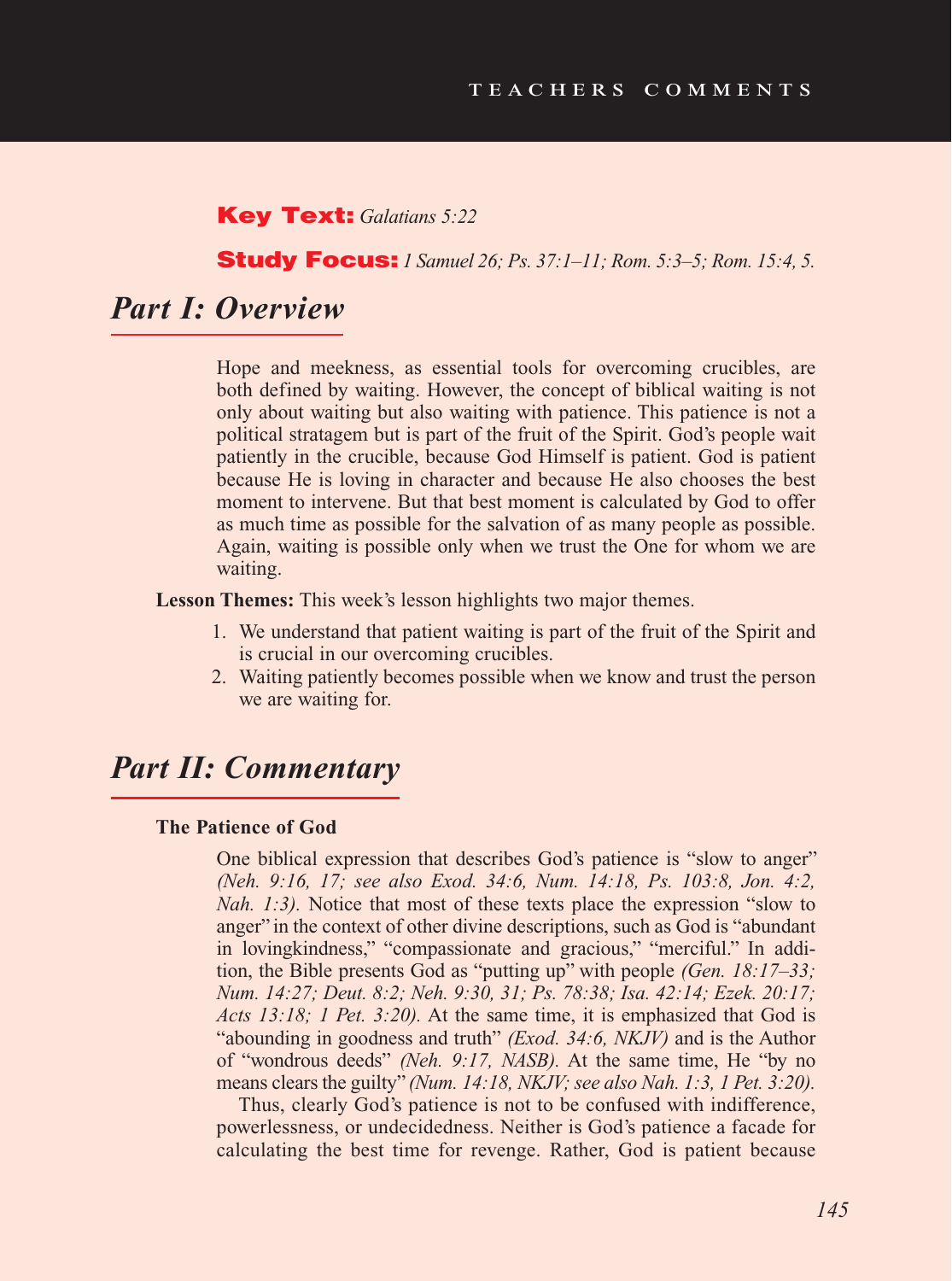**Key Text:** *Galatians 5:22*

**Study Focus:** *1 Samuel 26; Ps. 37:1–11; Rom. 5:3–5; Rom. 15:4, 5.*

## *Part I: Overview*

Hope and meekness, as essential tools for overcoming crucibles, are both defined by waiting. However, the concept of biblical waiting is not only about waiting but also waiting with patience. This patience is not a political stratagem but is part of the fruit of the Spirit. God's people wait patiently in the crucible, because God Himself is patient. God is patient because He is loving in character and because He also chooses the best moment to intervene. But that best moment is calculated by God to offer as much time as possible for the salvation of as many people as possible. Again, waiting is possible only when we trust the One for whom we are waiting.

**Lesson Themes:** This week's lesson highlights two major themes.

1. We understand that patient waiting is part of the fruit of the Spirit and is crucial in our overcoming crucibles.
2. Waiting patiently becomes possible when we know and trust the person we are waiting for.

## *Part II: Commentary*

**The Patience of God**

One biblical expression that describes God's patience is "slow to anger" *(Neh. 9:16, 17; see also Exod. 34:6, Num. 14:18, Ps. 103:8, Jon. 4:2, Nah. 1:3).* Notice that most of these texts place the expression "slow to anger" in the context of other divine descriptions, such as God is "abundant in lovingkindness," "compassionate and gracious," "merciful." In addition, the Bible presents God as "putting up" with people *(Gen. 18:17–33; Num. 14:27; Deut. 8:2; Neh. 9:30, 31; Ps. 78:38; Isa. 42:14; Ezek. 20:17; Acts 13:18; 1 Pet. 3:20).* At the same time, it is emphasized that God is "abounding in goodness and truth" *(Exod. 34:6, NKJV)* and is the Author of "wondrous deeds" *(Neh. 9:17, NASB).* At the same time, He "by no means clears the guilty" *(Num. 14:18, NKJV; see also Nah. 1:3, 1 Pet. 3:20).*

Thus, clearly God's patience is not to be confused with indifference, powerlessness, or undecidedness. Neither is God's patience a facade for calculating the best time for revenge. Rather, God is patient because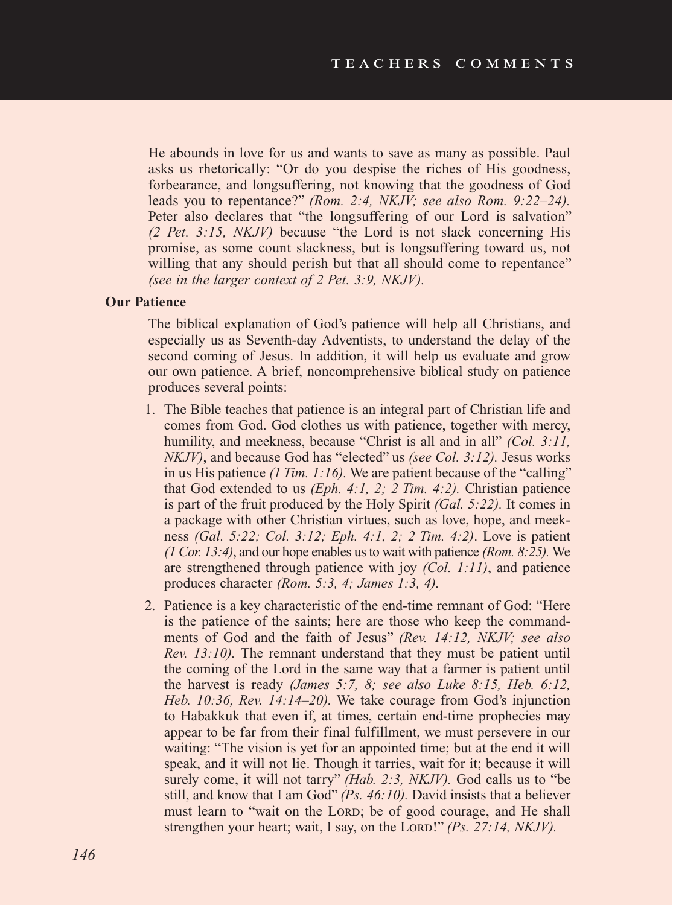He abounds in love for us and wants to save as many as possible. Paul asks us rhetorically: "Or do you despise the riches of His goodness, forbearance, and longsuffering, not knowing that the goodness of God leads you to repentance?" *(Rom. 2:4, NKJV; see also Rom. 9:22–24).* Peter also declares that "the longsuffering of our Lord is salvation" *(2 Pet. 3:15, NKJV)* because "the Lord is not slack concerning His promise, as some count slackness, but is longsuffering toward us, not willing that any should perish but that all should come to repentance" *(see in the larger context of 2 Pet. 3:9, NKJV).*

**Our Patience**

The biblical explanation of God's patience will help all Christians, and especially us as Seventh-day Adventists, to understand the delay of the second coming of Jesus. In addition, it will help us evaluate and grow our own patience. A brief, noncomprehensive biblical study on patience produces several points:

1. The Bible teaches that patience is an integral part of Christian life and comes from God. God clothes us with patience, together with mercy, humility, and meekness, because "Christ is all and in all" *(Col. 3:11, NKJV)*, and because God has "elected" us *(see Col. 3:12).* Jesus works in us His patience *(1 Tim. 1:16).* We are patient because of the "calling" that God extended to us *(Eph. 4:1, 2; 2 Tim. 4:2).* Christian patience is part of the fruit produced by the Holy Spirit *(Gal. 5:22).* It comes in a package with other Christian virtues, such as love, hope, and meekness *(Gal. 5:22; Col. 3:12; Eph. 4:1, 2; 2 Tim. 4:2)*. Love is patient *(1 Cor. 13:4)*, and our hope enables us to wait with patience *(Rom. 8:25).* We are strengthened through patience with joy *(Col. 1:11)*, and patience produces character *(Rom. 5:3, 4; James 1:3, 4).*

2. Patience is a key characteristic of the end-time remnant of God: "Here is the patience of the saints; here are those who keep the commandments of God and the faith of Jesus" *(Rev. 14:12, NKJV; see also Rev. 13:10).* The remnant understand that they must be patient until the coming of the Lord in the same way that a farmer is patient until the harvest is ready *(James 5:7, 8; see also Luke 8:15, Heb. 6:12, Heb. 10:36, Rev. 14:14–20).* We take courage from God's injunction to Habakkuk that even if, at times, certain end-time prophecies may appear to be far from their final fulfillment, we must persevere in our waiting: "The vision is yet for an appointed time; but at the end it will speak, and it will not lie. Though it tarries, wait for it; because it will surely come, it will not tarry" *(Hab. 2:3, NKJV).* God calls us to "be still, and know that I am God" *(Ps. 46:10).* David insists that a believer must learn to "wait on the LORD; be of good courage, and He shall strengthen your heart; wait, I say, on the LORD!" *(Ps. 27:14, NKJV).*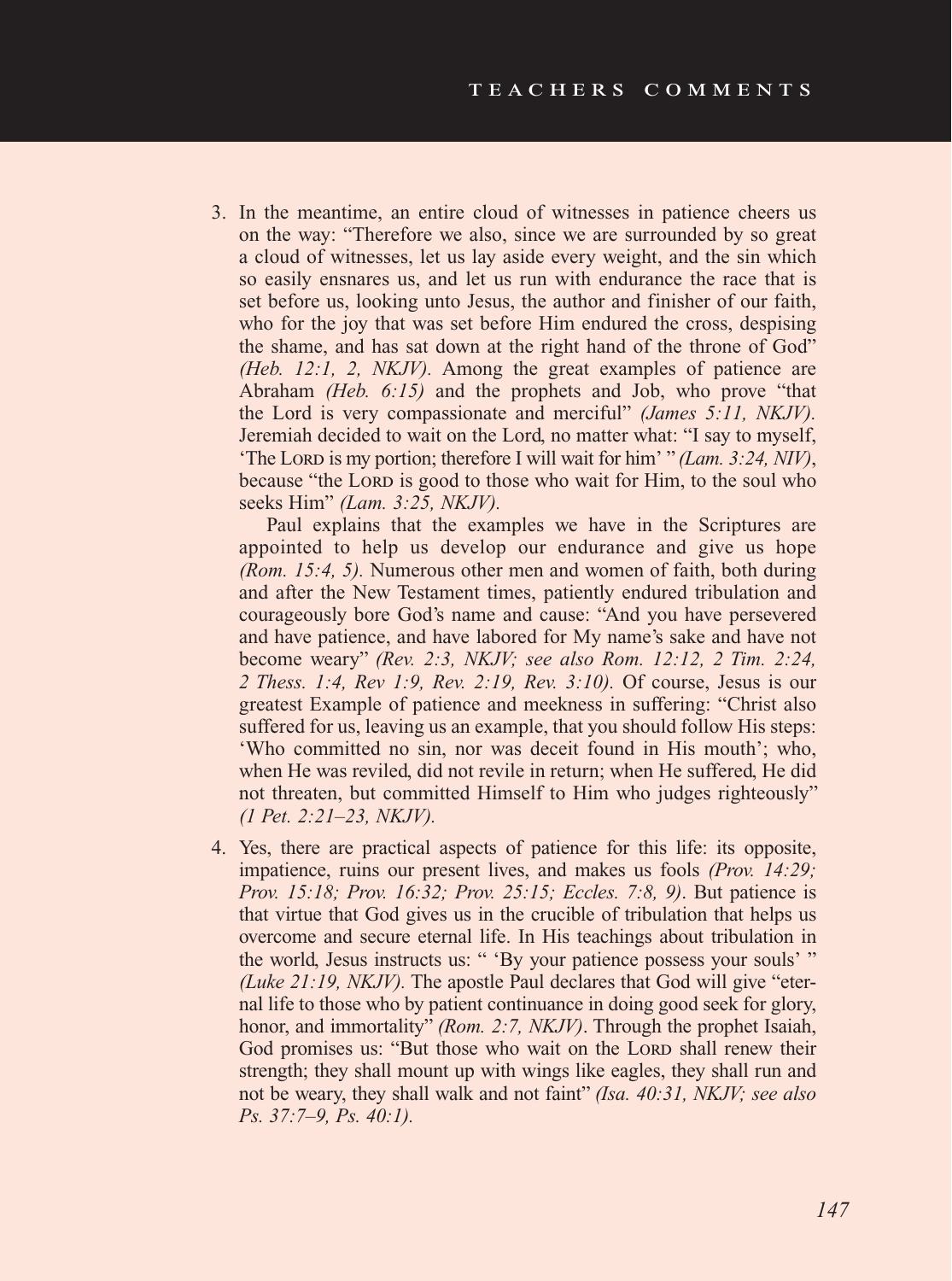3. In the meantime, an entire cloud of witnesses in patience cheers us on the way: "Therefore we also, since we are surrounded by so great a cloud of witnesses, let us lay aside every weight, and the sin which so easily ensnares us, and let us run with endurance the race that is set before us, looking unto Jesus, the author and finisher of our faith, who for the joy that was set before Him endured the cross, despising the shame, and has sat down at the right hand of the throne of God" *(Heb. 12:1, 2, NKJV)*. Among the great examples of patience are Abraham *(Heb. 6:15)* and the prophets and Job, who prove "that the Lord is very compassionate and merciful" *(James 5:11, NKJV)*. Jeremiah decided to wait on the Lord, no matter what: "I say to myself, 'The LORD is my portion; therefore I will wait for him' " *(Lam. 3:24, NIV)*, because "the LORD is good to those who wait for Him, to the soul who seeks Him" *(Lam. 3:25, NKJV)*.

   Paul explains that the examples we have in the Scriptures are appointed to help us develop our endurance and give us hope *(Rom. 15:4, 5)*. Numerous other men and women of faith, both during and after the New Testament times, patiently endured tribulation and courageously bore God's name and cause: "And you have persevered and have patience, and have labored for My name's sake and have not become weary" *(Rev. 2:3, NKJV; see also Rom. 12:12, 2 Tim. 2:24, 2 Thess. 1:4, Rev 1:9, Rev. 2:19, Rev. 3:10)*. Of course, Jesus is our greatest Example of patience and meekness in suffering: "Christ also suffered for us, leaving us an example, that you should follow His steps: 'Who committed no sin, nor was deceit found in His mouth'; who, when He was reviled, did not revile in return; when He suffered, He did not threaten, but committed Himself to Him who judges righteously" *(1 Pet. 2:21–23, NKJV)*.

4. Yes, there are practical aspects of patience for this life: its opposite, impatience, ruins our present lives, and makes us fools *(Prov. 14:29; Prov. 15:18; Prov. 16:32; Prov. 25:15; Eccles. 7:8, 9)*. But patience is that virtue that God gives us in the crucible of tribulation that helps us overcome and secure eternal life. In His teachings about tribulation in the world, Jesus instructs us: " 'By your patience possess your souls' " *(Luke 21:19, NKJV)*. The apostle Paul declares that God will give "eternal life to those who by patient continuance in doing good seek for glory, honor, and immortality" *(Rom. 2:7, NKJV)*. Through the prophet Isaiah, God promises us: "But those who wait on the LORD shall renew their strength; they shall mount up with wings like eagles, they shall run and not be weary, they shall walk and not faint" *(Isa. 40:31, NKJV; see also Ps. 37:7–9, Ps. 40:1)*.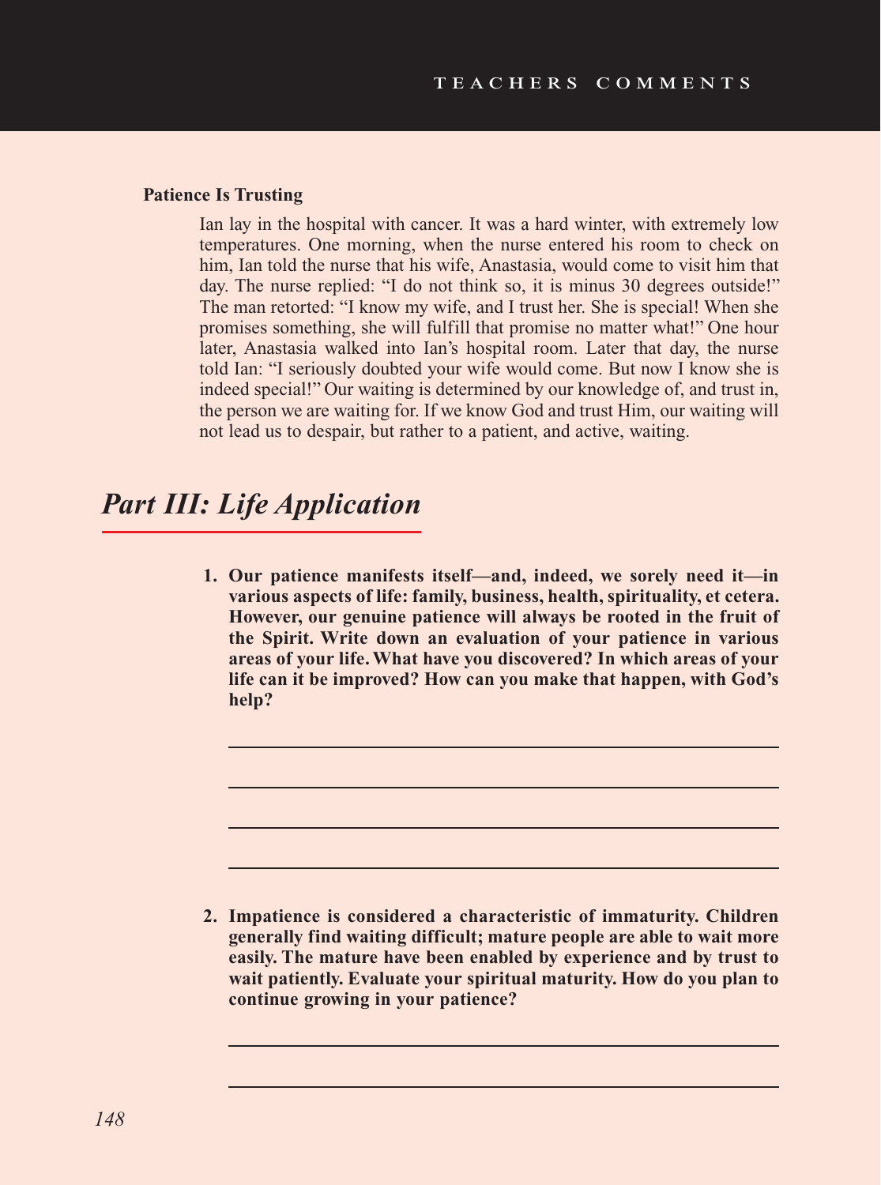**Patience Is Trusting**

Ian lay in the hospital with cancer. It was a hard winter, with extremely low temperatures. One morning, when the nurse entered his room to check on him, Ian told the nurse that his wife, Anastasia, would come to visit him that day. The nurse replied: "I do not think so, it is minus 30 degrees outside!" The man retorted: "I know my wife, and I trust her. She is special! When she promises something, she will fulfill that promise no matter what!" One hour later, Anastasia walked into Ian's hospital room. Later that day, the nurse told Ian: "I seriously doubted your wife would come. But now I know she is indeed special!" Our waiting is determined by our knowledge of, and trust in, the person we are waiting for. If we know God and trust Him, our waiting will not lead us to despair, but rather to a patient, and active, waiting.

# *Part III: Life Application*

1. **Our patience manifests itself—and, indeed, we sorely need it—in various aspects of life: family, business, health, spirituality, et cetera. However, our genuine patience will always be rooted in the fruit of the Spirit. Write down an evaluation of your patience in various areas of your life. What have you discovered? In which areas of your life can it be improved? How can you make that happen, with God's help?**

2. **Impatience is considered a characteristic of immaturity. Children generally find waiting difficult; mature people are able to wait more easily. The mature have been enabled by experience and by trust to wait patiently. Evaluate your spiritual maturity. How do you plan to continue growing in your patience?**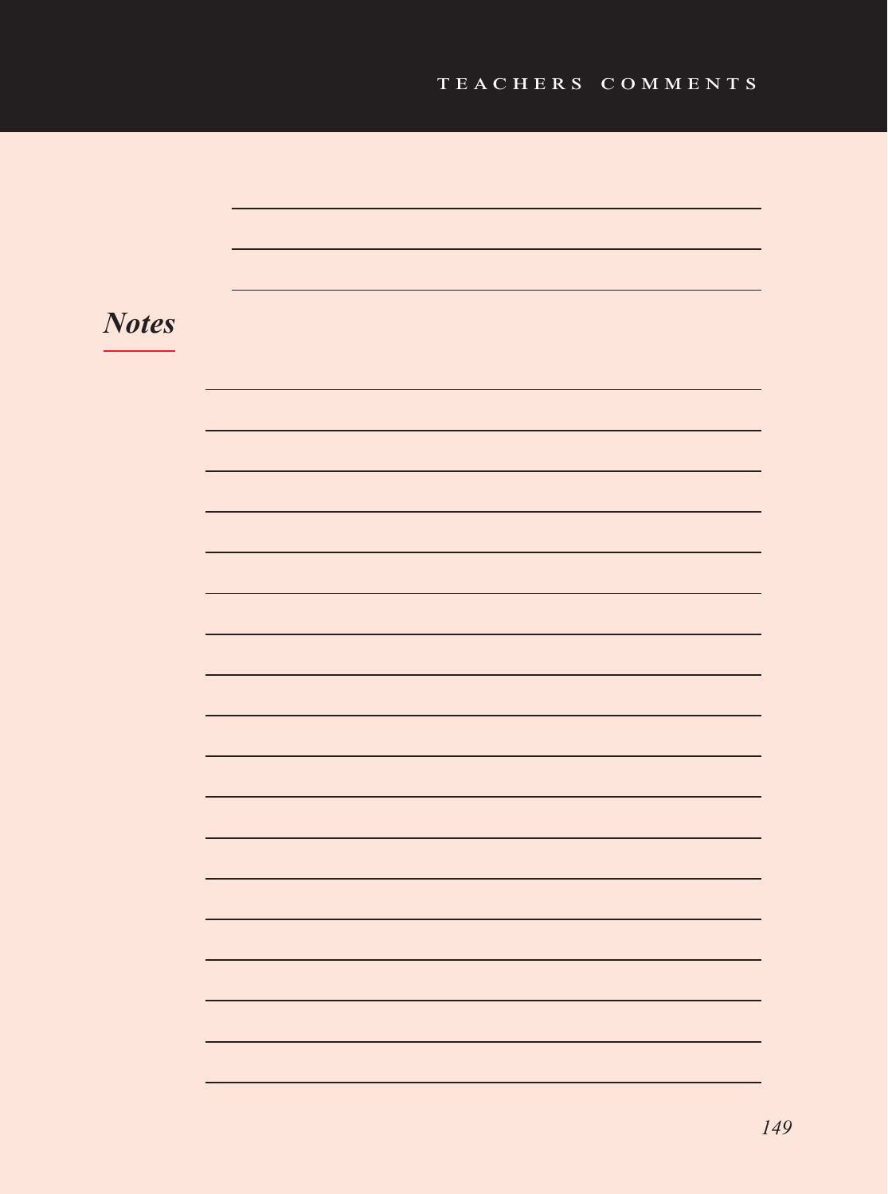# TEACHERS COMMENTS

***Notes***